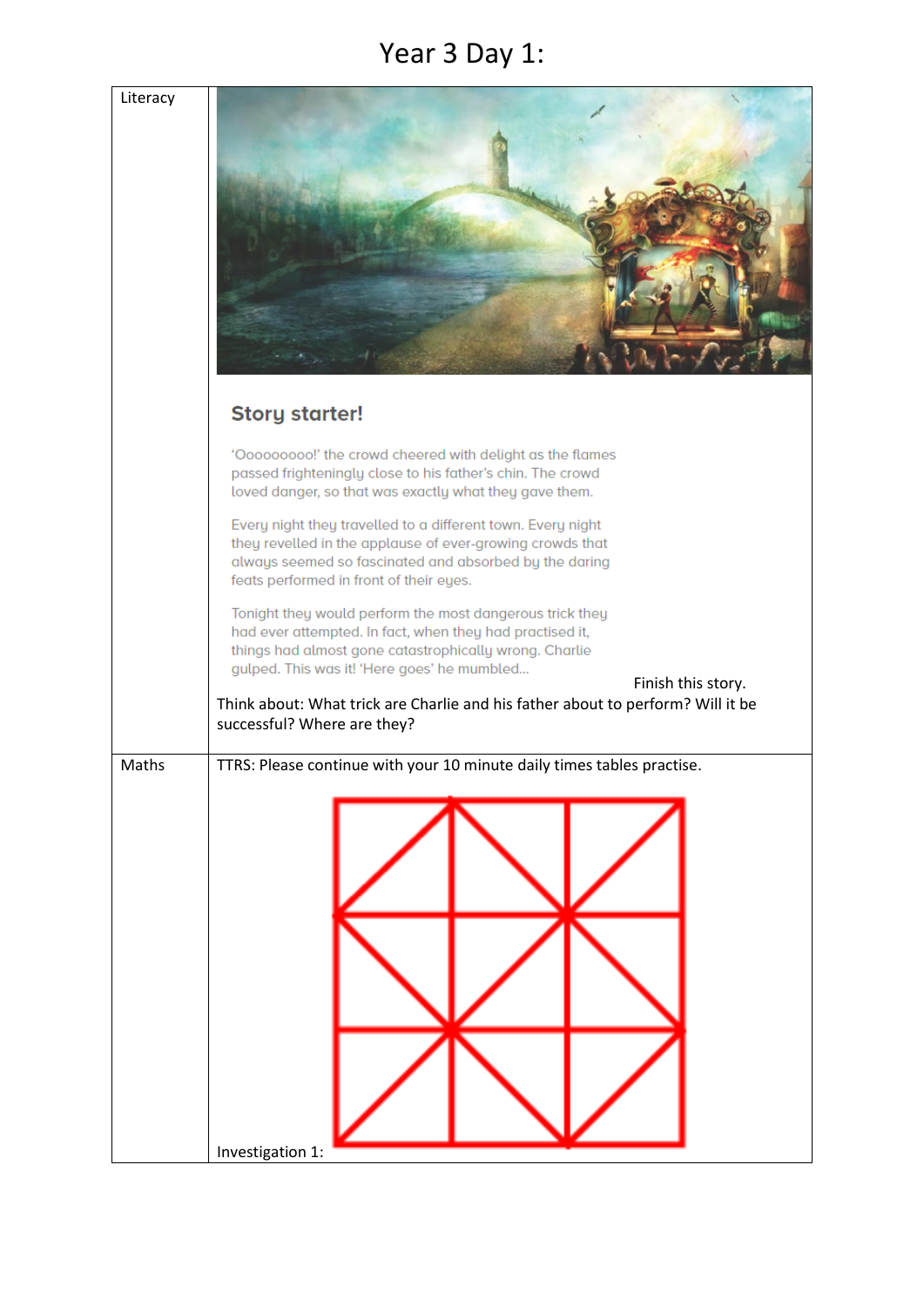# Year 3 Day 1:

| | |
|---|---|
| Literacy | **Story starter!**<br><br>'Ooooooooo!' the crowd cheered with delight as the flames passed frighteningly close to his father's chin. The crowd loved danger, so that was exactly what they gave them.<br><br>Every night they travelled to a different town. Every night they revelled in the applause of ever-growing crowds that always seemed so fascinated and absorbed by the daring feats performed in front of their eyes.<br><br>Tonight they would perform the most dangerous trick they had ever attempted. In fact, when they had practised it, things had almost gone catastrophically wrong. Charlie gulped. This was it! 'Here goes' he mumbled...<br><br>Finish this story.<br><br>Think about: What trick are Charlie and his father about to perform? Will it be successful? Where are they? |
| Maths | TTRS: Please continue with your 10 minute daily times tables practise.<br><br>Investigation 1: |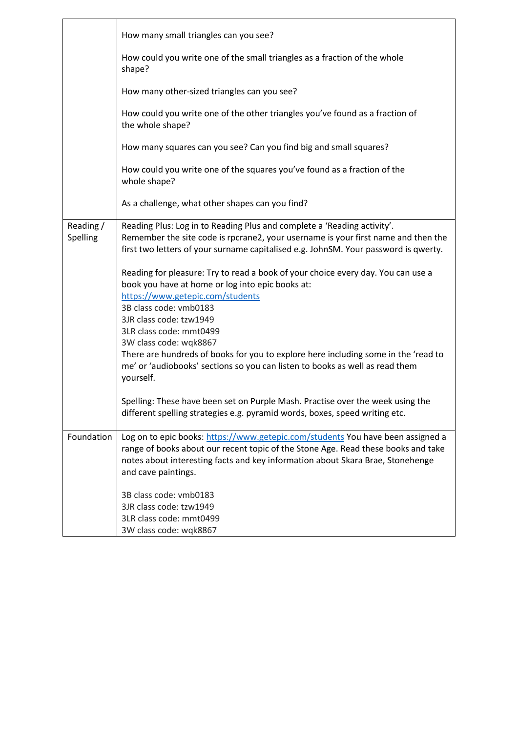| | |
|---|---|
| | How many small triangles can you see?<br><br>How could you write one of the small triangles as a fraction of the whole shape?<br><br>How many other-sized triangles can you see?<br><br>How could you write one of the other triangles you've found as a fraction of the whole shape?<br><br>How many squares can you see? Can you find big and small squares?<br><br>How could you write one of the squares you've found as a fraction of the whole shape?<br><br>As a challenge, what other shapes can you find? |
| Reading / Spelling | Reading Plus: Log in to Reading Plus and complete a 'Reading activity'. Remember the site code is rpcrane2, your username is your first name and then the first two letters of your surname capitalised e.g. JohnSM. Your password is qwerty.<br><br>Reading for pleasure: Try to read a book of your choice every day. You can use a book you have at home or log into epic books at: [https://www.getepic.com/students](https://www.getepic.com/students)<br>3B class code: vmb0183<br>3JR class code: tzw1949<br>3LR class code: mmt0499<br>3W class code: wqk8867<br>There are hundreds of books for you to explore here including some in the 'read to me' or 'audiobooks' sections so you can listen to books as well as read them yourself.<br><br>Spelling: These have been set on Purple Mash. Practise over the week using the different spelling strategies e.g. pyramid words, boxes, speed writing etc. |
| Foundation | Log on to epic books: [https://www.getepic.com/students](https://www.getepic.com/students) You have been assigned a range of books about our recent topic of the Stone Age. Read these books and take notes about interesting facts and key information about Skara Brae, Stonehenge and cave paintings.<br><br>3B class code: vmb0183<br>3JR class code: tzw1949<br>3LR class code: mmt0499<br>3W class code: wqk8867 |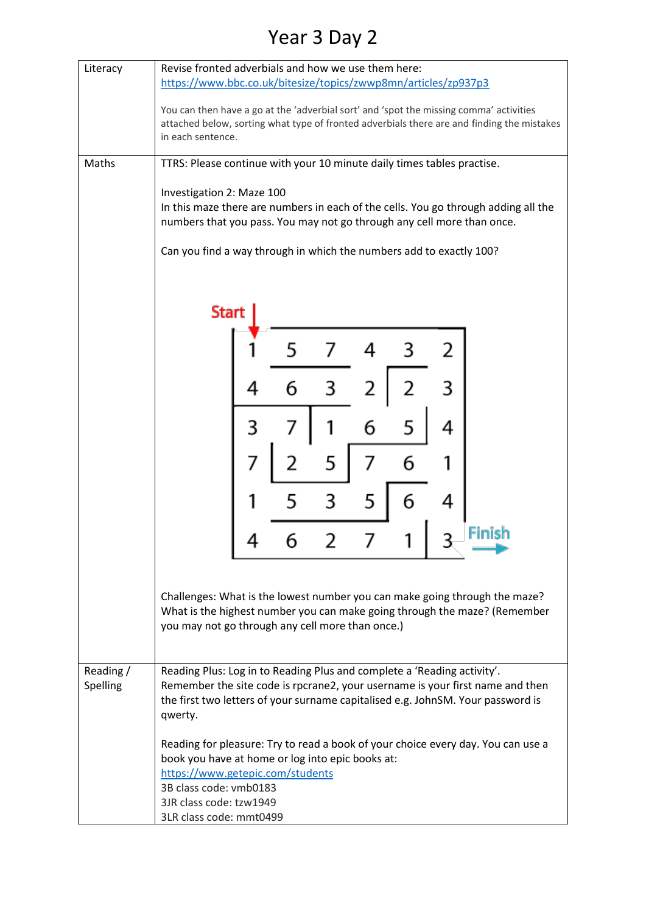# Year 3 Day 2

| | |
|---|---|
| Literacy | Revise fronted adverbials and how we use them here: [https://www.bbc.co.uk/bitesize/topics/zwwp8mn/articles/zp937p3](https://www.bbc.co.uk/bitesize/topics/zwwp8mn/articles/zp937p3)<br><br>You can then have a go at the 'adverbial sort' and 'spot the missing comma' activities attached below, sorting what type of fronted adverbials there are and finding the mistakes in each sentence. |
| Maths | TTRS: Please continue with your 10 minute daily times tables practise.<br><br>Investigation 2: Maze 100<br>In this maze there are numbers in each of the cells. You go through adding all the numbers that you pass. You may not go through any cell more than once.<br><br>Can you find a way through in which the numbers add to exactly 100?<br><br>Start<br>1 5 7 4 3 2<br>4 6 3 2 2 3<br>3 7 1 6 5 4<br>7 2 5 7 6 1<br>1 5 3 5 6 4<br>4 6 2 7 1 3<br>Finish<br><br>Challenges: What is the lowest number you can make going through the maze? What is the highest number you can make going through the maze? (Remember you may not go through any cell more than once.) |
| Reading / Spelling | Reading Plus: Log in to Reading Plus and complete a 'Reading activity'. Remember the site code is rpcrane2, your username is your first name and then the first two letters of your surname capitalised e.g. JohnSM. Your password is qwerty.<br><br>Reading for pleasure: Try to read a book of your choice every day. You can use a book you have at home or log into epic books at:<br>[https://www.getepic.com/students](https://www.getepic.com/students)<br>3B class code: vmb0183<br>3JR class code: tzw1949<br>3LR class code: mmt0499 |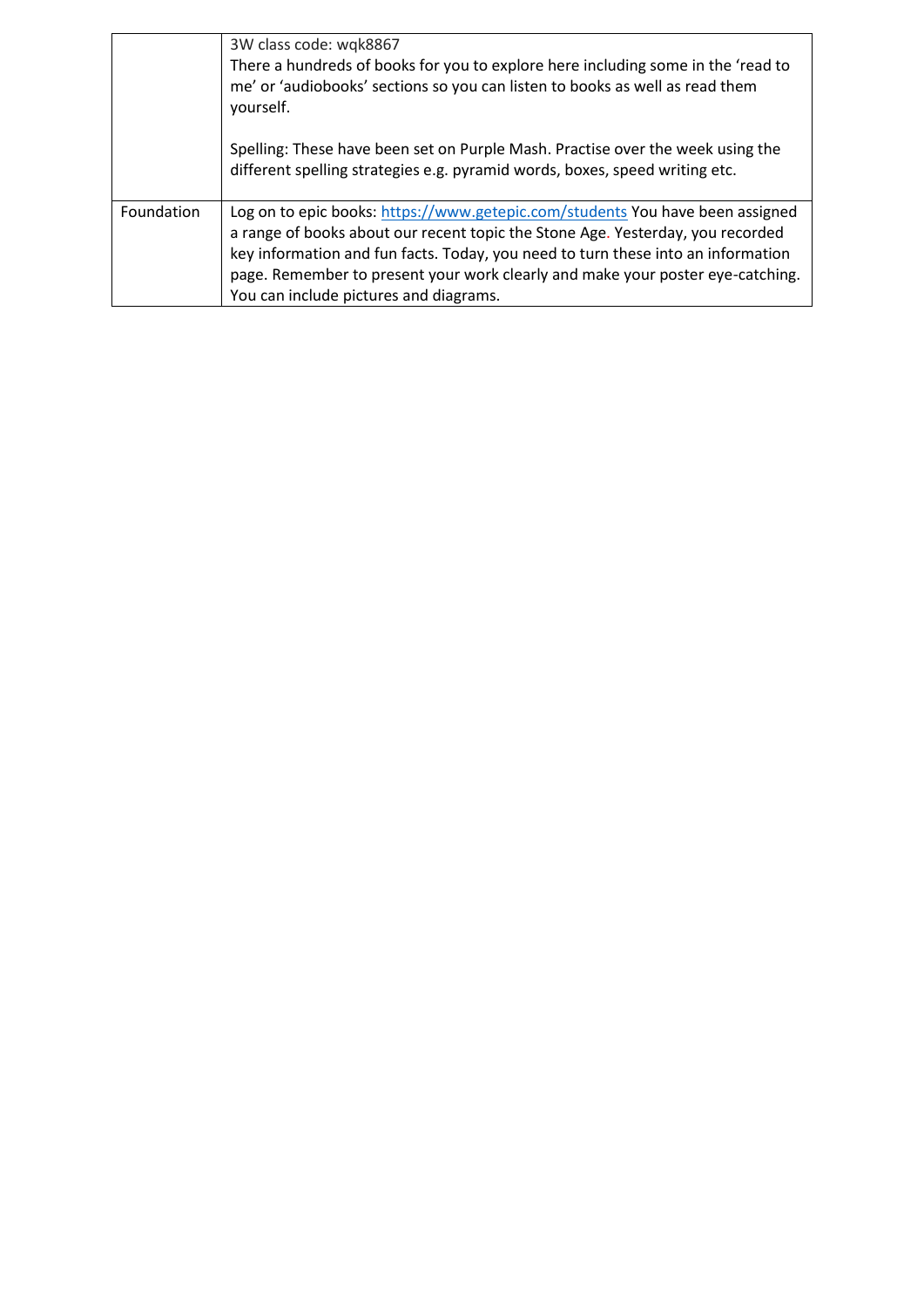| | |
|---|---|
| | 3W class code: wqk8867<br>There a hundreds of books for you to explore here including some in the 'read to me' or 'audiobooks' sections so you can listen to books as well as read them yourself.<br><br>Spelling: These have been set on Purple Mash. Practise over the week using the different spelling strategies e.g. pyramid words, boxes, speed writing etc. |
| Foundation | Log on to epic books: https://www.getepic.com/students You have been assigned a range of books about our recent topic the Stone Age. Yesterday, you recorded key information and fun facts. Today, you need to turn these into an information page. Remember to present your work clearly and make your poster eye-catching. You can include pictures and diagrams. |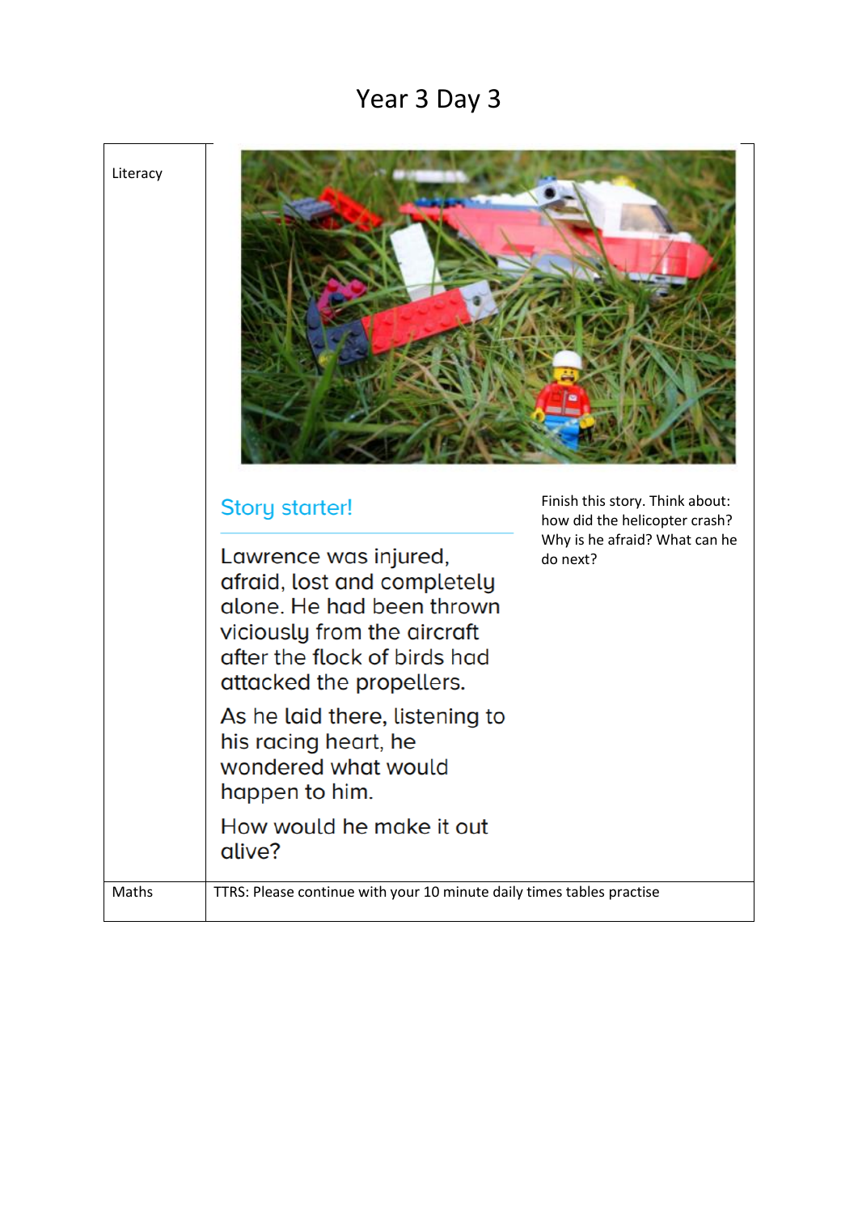# Year 3 Day 3

| | |
|---|---|
| Literacy | **Story starter!**<br><br>Lawrence was injured, afraid, lost and completely alone. He had been thrown viciously from the aircraft after the flock of birds had attacked the propellers.<br><br>As he laid there, listening to his racing heart, he wondered what would happen to him.<br><br>How would he make it out alive?<br><br>Finish this story. Think about: how did the helicopter crash? Why is he afraid? What can he do next? |
| Maths | TTRS: Please continue with your 10 minute daily times tables practise |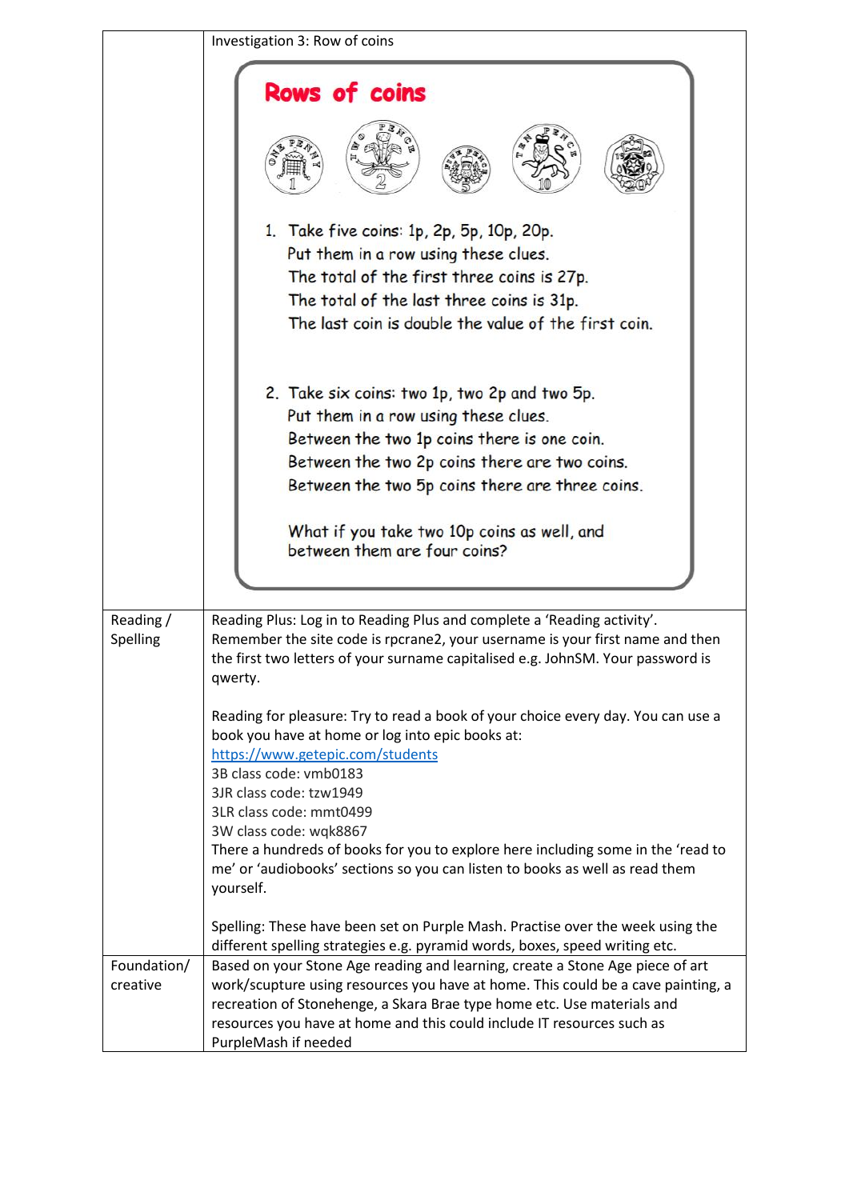| | Investigation 3: Row of coins<br><br>**Rows of coins**<br><br>1. Take five coins: 1p, 2p, 5p, 10p, 20p.<br>Put them in a row using these clues.<br>The total of the first three coins is 27p.<br>The total of the last three coins is 31p.<br>The last coin is double the value of the first coin.<br><br>2. Take six coins: two 1p, two 2p and two 5p.<br>Put them in a row using these clues.<br>Between the two 1p coins there is one coin.<br>Between the two 2p coins there are two coins.<br>Between the two 5p coins there are three coins.<br><br>What if you take two 10p coins as well, and between them are four coins? |
|---|---|
| Reading / Spelling | Reading Plus: Log in to Reading Plus and complete a 'Reading activity'. Remember the site code is rpcrane2, your username is your first name and then the first two letters of your surname capitalised e.g. JohnSM. Your password is qwerty.<br><br>Reading for pleasure: Try to read a book of your choice every day. You can use a book you have at home or log into epic books at: https://www.getepic.com/students<br>3B class code: vmb0183<br>3JR class code: tzw1949<br>3LR class code: mmt0499<br>3W class code: wqk8867<br>There a hundreds of books for you to explore here including some in the 'read to me' or 'audiobooks' sections so you can listen to books as well as read them yourself.<br><br>Spelling: These have been set on Purple Mash. Practise over the week using the different spelling strategies e.g. pyramid words, boxes, speed writing etc. |
| Foundation/ creative | Based on your Stone Age reading and learning, create a Stone Age piece of art work/scupture using resources you have at home. This could be a cave painting, a recreation of Stonehenge, a Skara Brae type home etc. Use materials and resources you have at home and this could include IT resources such as PurpleMash if needed |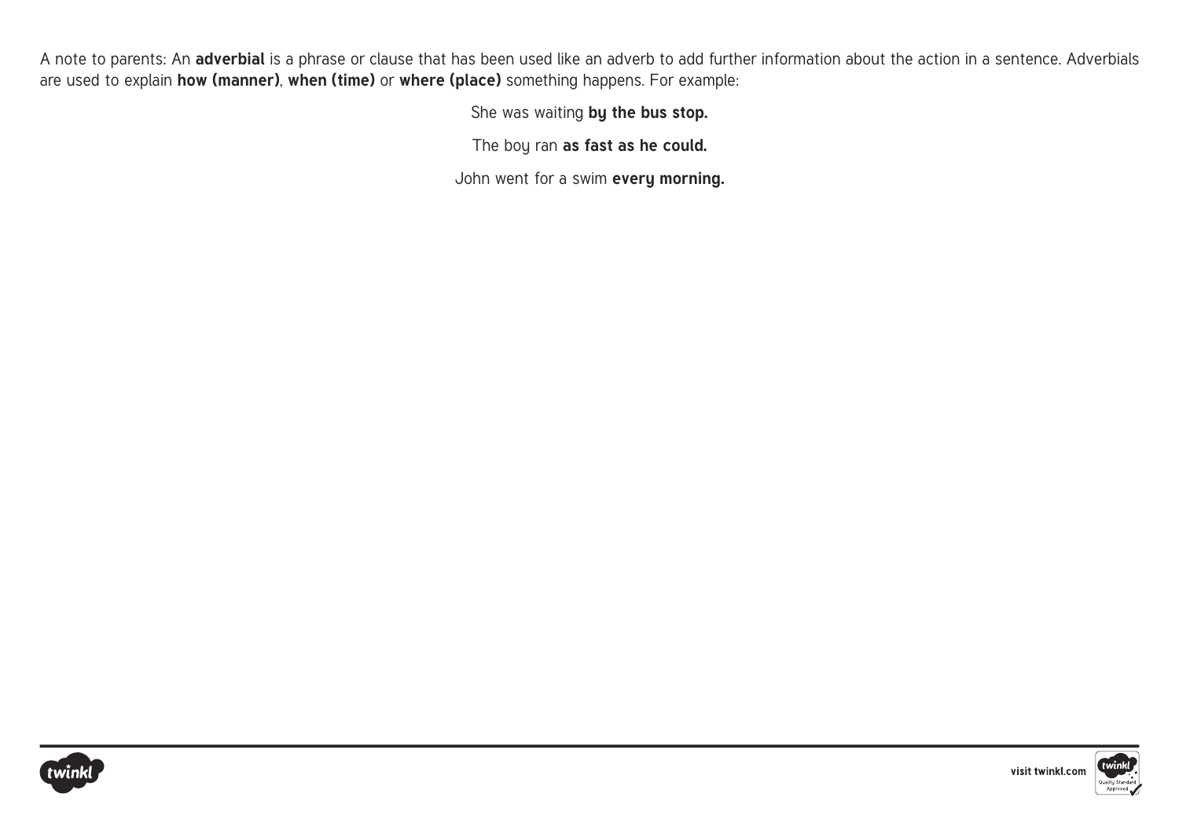A note to parents: An **adverbial** is a phrase or clause that has been used like an adverb to add further information about the action in a sentence. Adverbials are used to explain **how (manner)**, **when (time)** or **where (place)** something happens. For example:

She was waiting **by the bus stop.**

The boy ran **as fast as he could.**

John went for a swim **every morning.**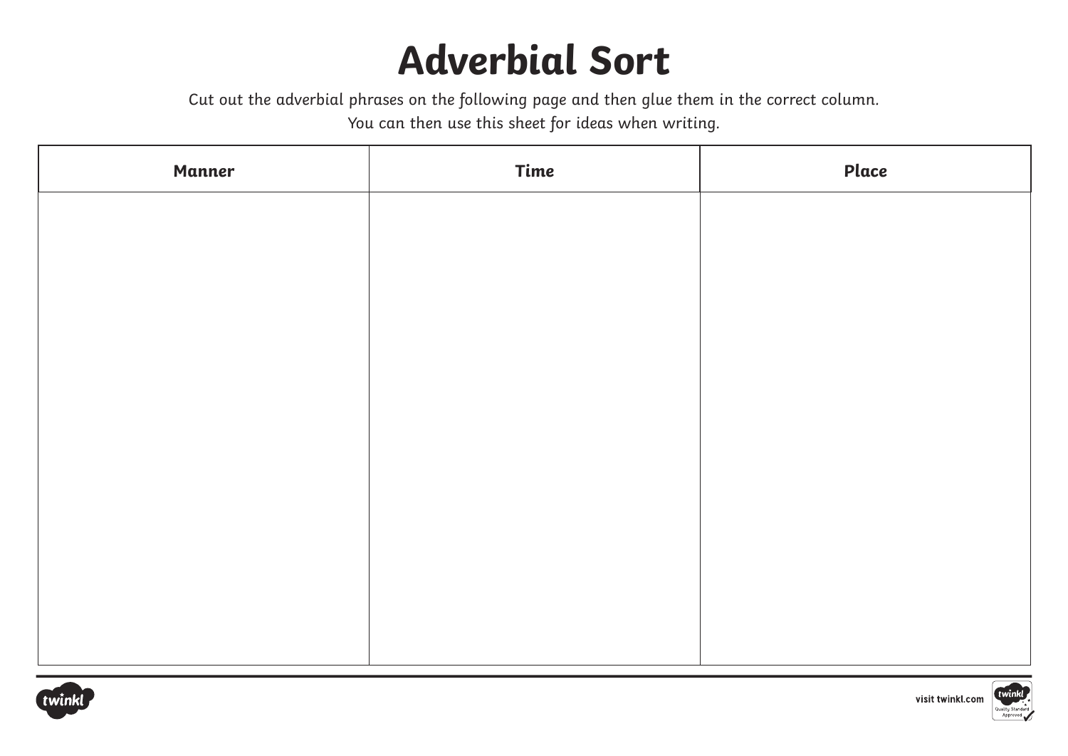# Adverbial Sort

*Cut out the adverbial phrases on the following page and then glue them in the correct column.*
*You can then use this sheet for ideas when writing.*

| Manner | Time | Place |
| --- | --- | --- |
| | | |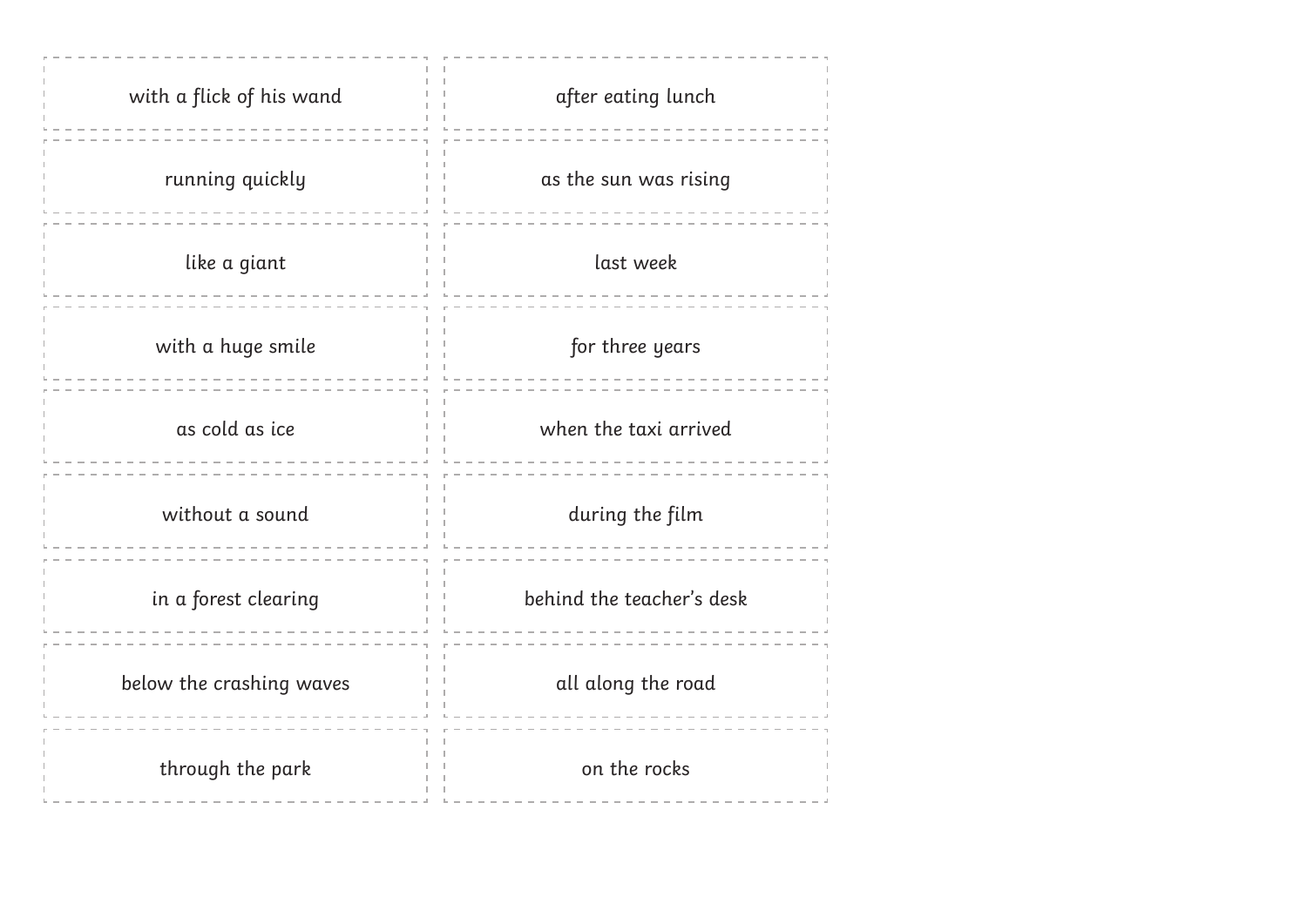| | |
|---|---|
| with a flick of his wand | after eating lunch |
| running quickly | as the sun was rising |
| like a giant | last week |
| with a huge smile | for three years |
| as cold as ice | when the taxi arrived |
| without a sound | during the film |
| in a forest clearing | behind the teacher's desk |
| below the crashing waves | all along the road |
| through the park | on the rocks |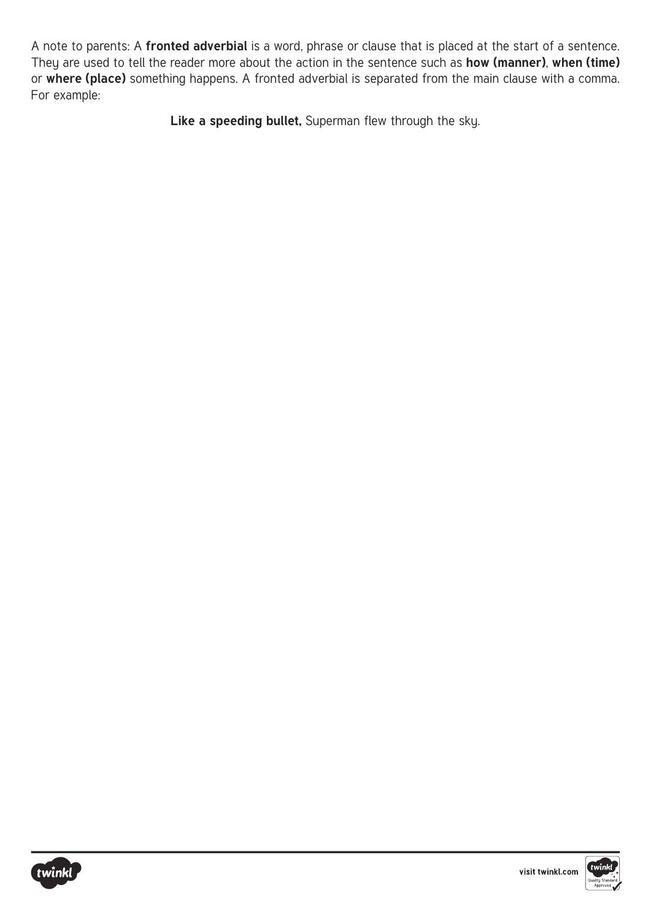A note to parents: A **fronted adverbial** is a word, phrase or clause that is placed at the start of a sentence. They are used to tell the reader more about the action in the sentence such as **how (manner)**, **when (time)** or **where (place)** something happens. A fronted adverbial is separated from the main clause with a comma. For example:

**Like a speeding bullet,** Superman flew through the sky.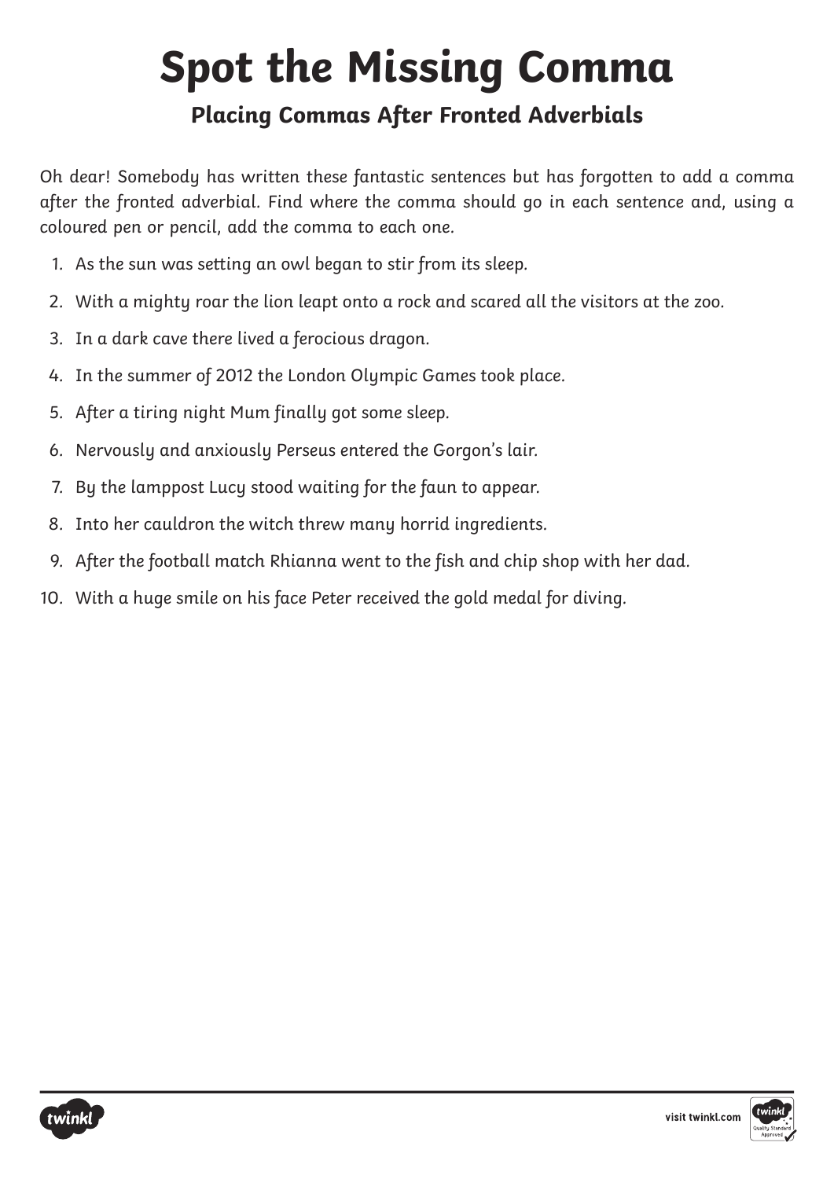# Spot the Missing Comma

## Placing Commas After Fronted Adverbials

Oh dear! Somebody has written these fantastic sentences but has forgotten to add a comma after the fronted adverbial. Find where the comma should go in each sentence and, using a coloured pen or pencil, add the comma to each one.

1. As the sun was setting an owl began to stir from its sleep.
2. With a mighty roar the lion leapt onto a rock and scared all the visitors at the zoo.
3. In a dark cave there lived a ferocious dragon.
4. In the summer of 2012 the London Olympic Games took place.
5. After a tiring night Mum finally got some sleep.
6. Nervously and anxiously Perseus entered the Gorgon's lair.
7. By the lamppost Lucy stood waiting for the faun to appear.
8. Into her cauldron the witch threw many horrid ingredients.
9. After the football match Rhianna went to the fish and chip shop with her dad.
10. With a huge smile on his face Peter received the gold medal for diving.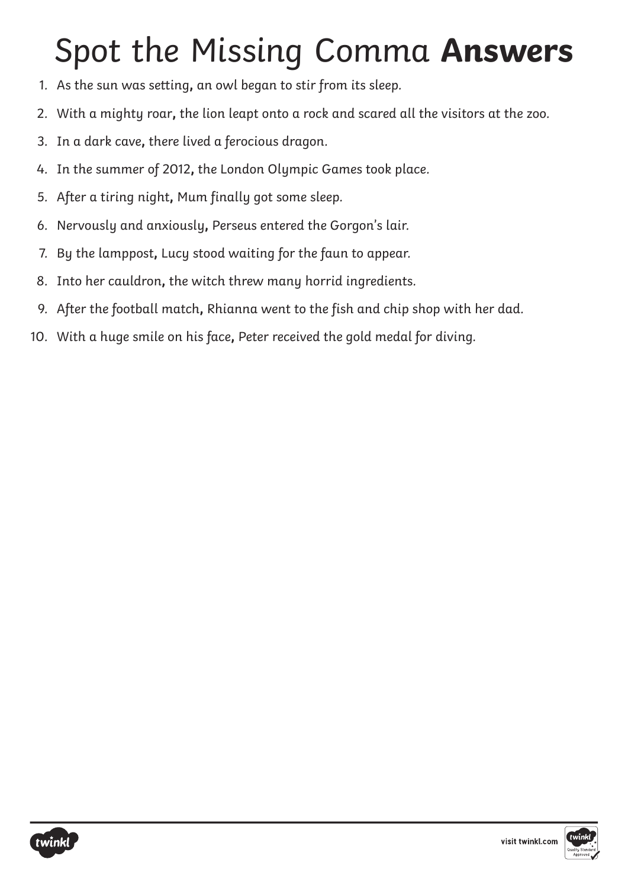# Spot the Missing Comma **Answers**

1. As the sun was setting, an owl began to stir from its sleep.
2. With a mighty roar, the lion leapt onto a rock and scared all the visitors at the zoo.
3. In a dark cave, there lived a ferocious dragon.
4. In the summer of 2012, the London Olympic Games took place.
5. After a tiring night, Mum finally got some sleep.
6. Nervously and anxiously, Perseus entered the Gorgon's lair.
7. By the lamppost, Lucy stood waiting for the faun to appear.
8. Into her cauldron, the witch threw many horrid ingredients.
9. After the football match, Rhianna went to the fish and chip shop with her dad.
10. With a huge smile on his face, Peter received the gold medal for diving.